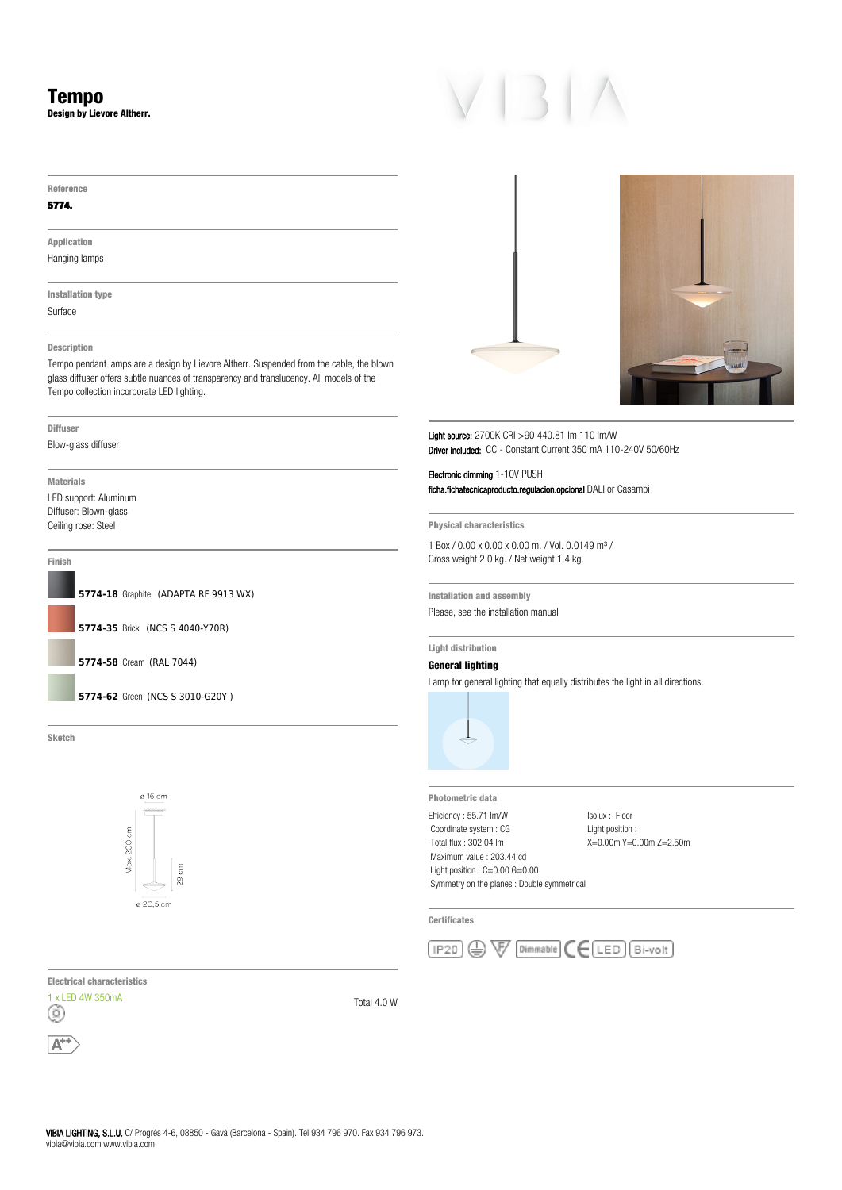# Tempo

**Design by Lievore Altherr.**

VIBIA

**Reference**

**5774.**

**Application**

Hanging lamps

**Installation type**

Surface

**Description**

Tempo pendant lamps are a design by Lievore Altherr. Suspended from the cable, the blown glass diffuser offers subtle nuances of transparency and translucency. All models of the Tempo collection incorporate LED lighting.

**Diffuser**

Blow-glass diffuser

**Materials**

LED support: Aluminum
Diffuser: Blown-glass
Ceiling rose: Steel

**Finish**

- **5774-18** Graphite (ADAPTA RF 9913 WX)
- **5774-35** Brick (NCS S 4040-Y70R)
- **5774-58** Cream (RAL 7044)
- **5774-62** Green (NCS S 3010-G20Y )

**Sketch**

ø 16 cm
Max. 200 cm
29 cm
ø 20,5 cm

**Light source:** 2700K CRI >90 440.81 lm 110 lm/W
**Driver included:** CC - Constant Current 350 mA 110-240V 50/60Hz

**Electronic dimming** 1-10V PUSH
**ficha.fichatecnicaproducto.regulacion.opcional** DALI or Casambi

**Physical characteristics**

1 Box / 0.00 x 0.00 x 0.00 m. / Vol. 0.0149 m³ /
Gross weight 2.0 kg. / Net weight 1.4 kg.

**Installation and assembly**

Please, see the installation manual

**Light distribution**

**General lighting**

Lamp for general lighting that equally distributes the light in all directions.

**Photometric data**

Efficiency : 55.71 lm/W
Coordinate system : CG
Total flux : 302.04 lm
Maximum value : 203.44 cd
Light position : C=0.00 G=0.00
Symmetry on the planes : Double symmetrical

Isolux : Floor
Light position :
X=0.00m Y=0.00m Z=2.50m

**Certificates**

IP20 · Dimmable · CE · LED · Bi-volt

**Electrical characteristics**

1 x LED 4W 350mA

Total 4.0 W

A++

**VIBIA LIGHTING, S.L.U.** C/ Progrés 4-6, 08850 - Gavà (Barcelona - Spain). Tel 934 796 970. Fax 934 796 973.
vibia@vibia.com www.vibia.com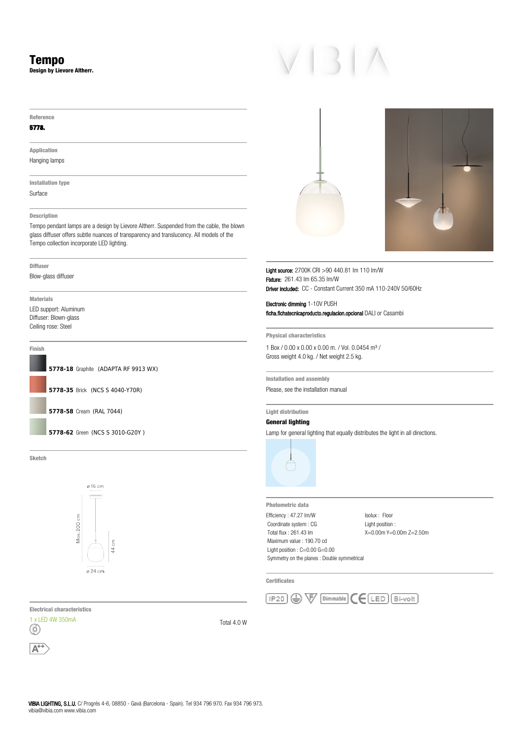# Tempo

**Design by Lievore Altherr.**

VIBIA

**Reference**

**5778.**

**Application**

Hanging lamps

**Installation type**

Surface

**Description**

Tempo pendant lamps are a design by Lievore Altherr. Suspended from the cable, the blown glass diffuser offers subtle nuances of transparency and translucency. All models of the Tempo collection incorporate LED lighting.

**Diffuser**

Blow-glass diffuser

**Materials**

LED support: Aluminum
Diffuser: Blown-glass
Ceiling rose: Steel

**Finish**

**5778-18** Graphite (ADAPTA RF 9913 WX)

**5778-35** Brick (NCS S 4040-Y70R)

**5778-58** Cream (RAL 7044)

**5778-62** Green (NCS S 3010-G20Y )

**Sketch**

ø 16 cm

Max. 200 cm

44 cm

ø 24 cm

**Electrical characteristics**

1 x LED 4W 350mA

Total 4.0 W

A++

**Light source:** 2700K CRI >90 440.81 lm 110 lm/W
**Fixture:** 261.43 lm 65.35 lm/W
**Driver included:** CC - Constant Current 350 mA 110-240V 50/60Hz

**Electronic dimming** 1-10V PUSH
**ficha.fichatecnicaproducto.regulacion.opcional** DALI or Casambi

**Physical characteristics**

1 Box / 0.00 x 0.00 x 0.00 m. / Vol. 0.0454 m³ /
Gross weight 4.0 kg. / Net weight 2.5 kg.

**Installation and assembly**

Please, see the installation manual

**Light distribution**

**General lighting**

Lamp for general lighting that equally distributes the light in all directions.

**Photometric data**

Efficiency : 47.27 lm/W
Coordinate system : CG
Total flux : 261.43 lm
Maximum value : 190.70 cd
Light position : C=0.00 G=0.00
Symmetry on the planes : Double symmetrical

Isolux : Floor
Light position :
X=0.00m Y=0.00m Z=2.50m

**Certificates**

IP20 · Dimmable · CE · LED · Bi-volt

**VIBIA LIGHTING, S.L.U.** C/ Progrés 4-6, 08850 - Gavà (Barcelona - Spain). Tel 934 796 970. Fax 934 796 973.
vibia@vibia.com www.vibia.com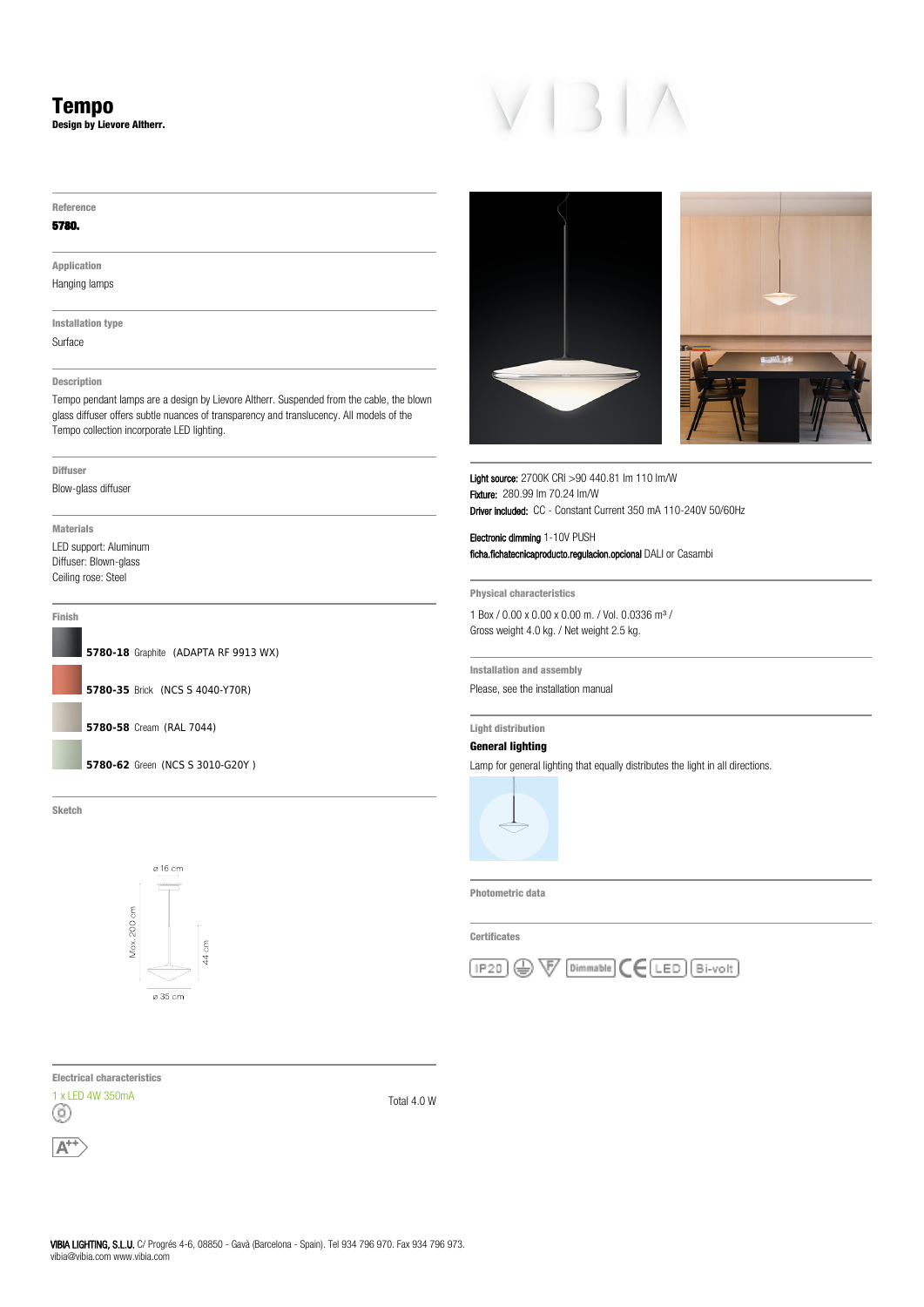# Tempo

**Design by Lievore Altherr.**

VIBIA

### Reference

**5780.**

### Application

Hanging lamps

### Installation type

Surface

### Description

Tempo pendant lamps are a design by Lievore Altherr. Suspended from the cable, the blown glass diffuser offers subtle nuances of transparency and translucency. All models of the Tempo collection incorporate LED lighting.

### Diffuser

Blow-glass diffuser

### Materials

LED support: Aluminum
Diffuser: Blown-glass
Ceiling rose: Steel

### Finish

- **5780-18** Graphite (ADAPTA RF 9913 WX)
- **5780-35** Brick (NCS S 4040-Y70R)
- **5780-58** Cream (RAL 7044)
- **5780-62** Green (NCS S 3010-G20Y )

### Sketch

ø 16 cm
Max. 200 cm
44 cm
ø 35 cm

### Electrical characteristics

1 x LED 4W 350mA

Total 4.0 W

A++

**Light source:** 2700K CRI >90 440.81 lm 110 lm/W
**Fixture:** 280.99 lm 70.24 lm/W
**Driver included:** CC - Constant Current 350 mA 110-240V 50/60Hz

**Electronic dimming** 1-10V PUSH
**ficha.fichatecnicaproducto.regulacion.opcional** DALI or Casambi

### Physical characteristics

1 Box / 0.00 x 0.00 x 0.00 m. / Vol. 0.0336 m³ /
Gross weight 4.0 kg. / Net weight 2.5 kg.

### Installation and assembly

Please, see the installation manual

### Light distribution

**General lighting**

Lamp for general lighting that equally distributes the light in all directions.

### Photometric data

### Certificates

IP20 · Dimmable · CE · LED · Bi-volt

**VIBIA LIGHTING, S.L.U.** C/ Progrés 4-6, 08850 - Gavà (Barcelona - Spain). Tel 934 796 970. Fax 934 796 973.
vibia@vibia.com www.vibia.com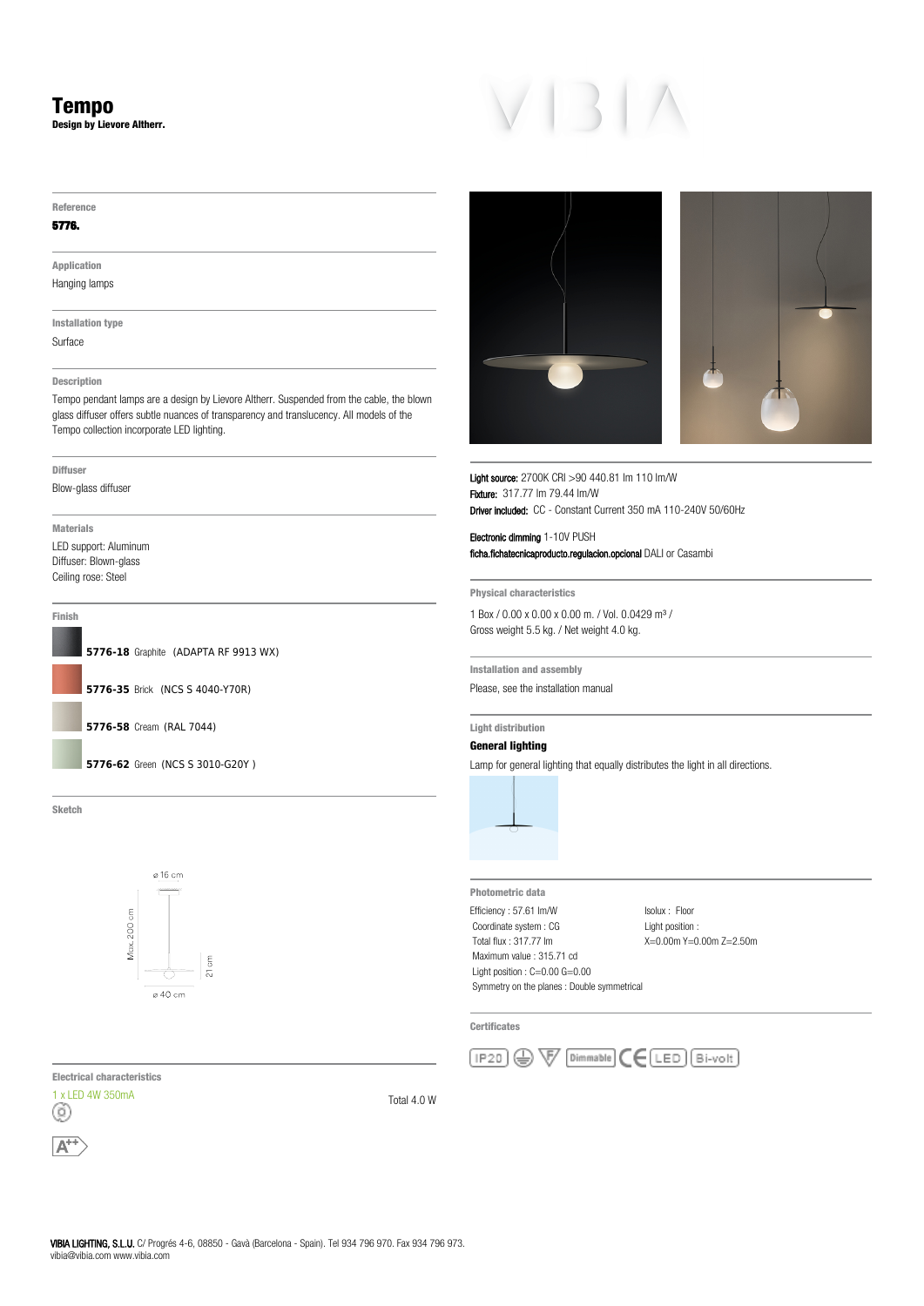# Tempo

**Design by Lievore Altherr.**

VIBIA

### Reference

**5776.**

### Application

Hanging lamps

### Installation type

Surface

### Description

Tempo pendant lamps are a design by Lievore Altherr. Suspended from the cable, the blown glass diffuser offers subtle nuances of transparency and translucency. All models of the Tempo collection incorporate LED lighting.

### Diffuser

Blow-glass diffuser

### Materials

LED support: Aluminum
Diffuser: Blown-glass
Ceiling rose: Steel

### Finish

**5776-18** Graphite (ADAPTA RF 9913 WX)

**5776-35** Brick (NCS S 4040-Y70R)

**5776-58** Cream (RAL 7044)

**5776-62** Green (NCS S 3010-G20Y )

### Sketch

ø 16 cm
Max. 200 cm
21 cm
ø 40 cm

### Electrical characteristics

1 x LED 4W 350mA

Total 4.0 W

A++

**Light source:** 2700K CRI >90 440.81 lm 110 lm/W
**Fixture:** 317.77 lm 79.44 lm/W
**Driver included:** CC - Constant Current 350 mA 110-240V 50/60Hz

**Electronic dimming** 1-10V PUSH
**ficha.fichatecnicaproducto.regulacion.opcional** DALI or Casambi

### Physical characteristics

1 Box / 0.00 x 0.00 x 0.00 m. / Vol. 0.0429 m³ /
Gross weight 5.5 kg. / Net weight 4.0 kg.

### Installation and assembly

Please, see the installation manual

### Light distribution

**General lighting**

Lamp for general lighting that equally distributes the light in all directions.

### Photometric data

Efficiency : 57.61 lm/W
Coordinate system : CG
Total flux : 317.77 lm
Maximum value : 315.71 cd
Light position : C=0.00 G=0.00
Symmetry on the planes : Double symmetrical

Isolux : Floor
Light position :
X=0.00m Y=0.00m Z=2.50m

### Certificates

IP20 · Dimmable · CE · LED · Bi-volt

**VIBIA LIGHTING, S.L.U.** C/ Progrés 4-6, 08850 - Gavà (Barcelona - Spain). Tel 934 796 970. Fax 934 796 973.
vibia@vibia.com www.vibia.com